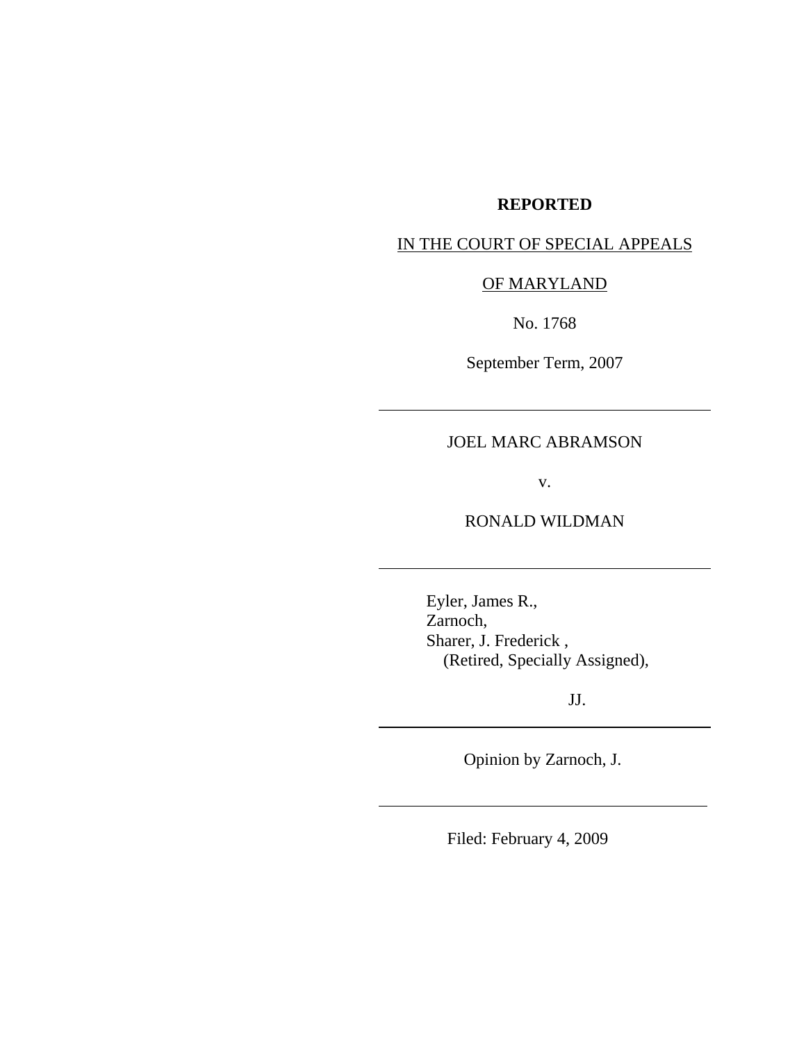**REPORTED**

IN THE COURT OF SPECIAL APPEALS

OF MARYLAND

No. 1768

September Term, 2007

---

JOEL MARC ABRAMSON

v.

RONALD WILDMAN

---

Eyler, James R.,
Zarnoch,
Sharer, J. Frederick ,
(Retired, Specially Assigned),

JJ.

---

Opinion by Zarnoch, J.

---

Filed: February 4, 2009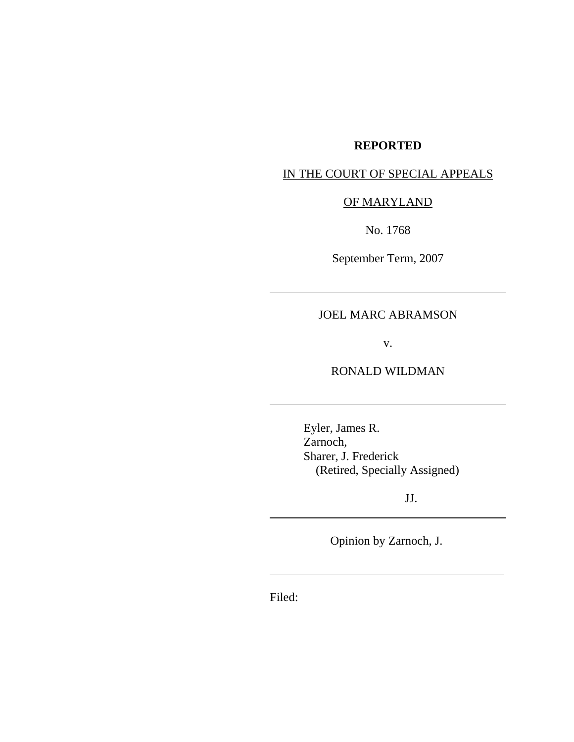**REPORTED**

IN THE COURT OF SPECIAL APPEALS

OF MARYLAND

No. 1768

September Term, 2007

---

JOEL MARC ABRAMSON

v.

RONALD WILDMAN

---

Eyler, James R.
Zarnoch,
Sharer, J. Frederick
(Retired, Specially Assigned)

JJ.

---

Opinion by Zarnoch, J.

---

Filed: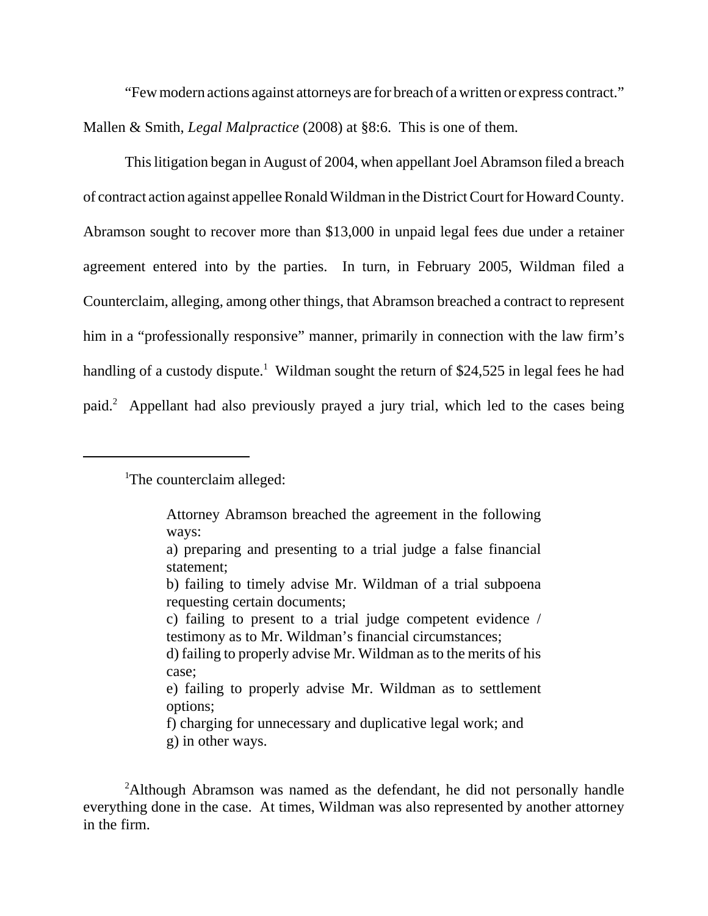"Few modern actions against attorneys are for breach of a written or express contract." Mallen & Smith, *Legal Malpractice* (2008) at §8:6. This is one of them.

This litigation began in August of 2004, when appellant Joel Abramson filed a breach of contract action against appellee Ronald Wildman in the District Court for Howard County. Abramson sought to recover more than $13,000 in unpaid legal fees due under a retainer agreement entered into by the parties. In turn, in February 2005, Wildman filed a Counterclaim, alleging, among other things, that Abramson breached a contract to represent him in a "professionally responsive" manner, primarily in connection with the law firm's handling of a custody dispute.[1] Wildman sought the return of $24,525 in legal fees he had paid.[2] Appellant had also previously prayed a jury trial, which led to the cases being

---

[1]The counterclaim alleged:

> Attorney Abramson breached the agreement in the following ways:
> a) preparing and presenting to a trial judge a false financial statement;
> b) failing to timely advise Mr. Wildman of a trial subpoena requesting certain documents;
> c) failing to present to a trial judge competent evidence / testimony as to Mr. Wildman's financial circumstances;
> d) failing to properly advise Mr. Wildman as to the merits of his case;
> e) failing to properly advise Mr. Wildman as to settlement options;
> f) charging for unnecessary and duplicative legal work; and
> g) in other ways.

[2]Although Abramson was named as the defendant, he did not personally handle everything done in the case. At times, Wildman was also represented by another attorney in the firm.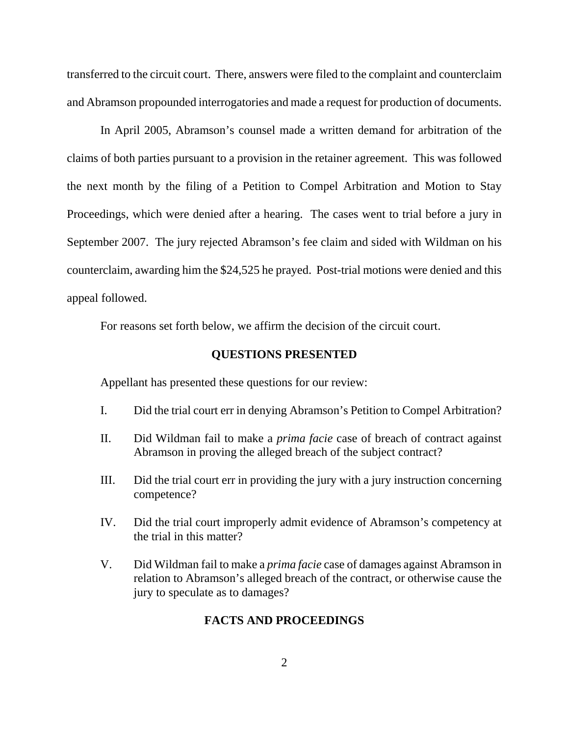transferred to the circuit court. There, answers were filed to the complaint and counterclaim and Abramson propounded interrogatories and made a request for production of documents.

In April 2005, Abramson's counsel made a written demand for arbitration of the claims of both parties pursuant to a provision in the retainer agreement. This was followed the next month by the filing of a Petition to Compel Arbitration and Motion to Stay Proceedings, which were denied after a hearing. The cases went to trial before a jury in September 2007. The jury rejected Abramson's fee claim and sided with Wildman on his counterclaim, awarding him the $24,525 he prayed. Post-trial motions were denied and this appeal followed.

For reasons set forth below, we affirm the decision of the circuit court.

## QUESTIONS PRESENTED

Appellant has presented these questions for our review:

I. Did the trial court err in denying Abramson's Petition to Compel Arbitration?

II. Did Wildman fail to make a *prima facie* case of breach of contract against Abramson in proving the alleged breach of the subject contract?

III. Did the trial court err in providing the jury with a jury instruction concerning competence?

IV. Did the trial court improperly admit evidence of Abramson's competency at the trial in this matter?

V. Did Wildman fail to make a *prima facie* case of damages against Abramson in relation to Abramson's alleged breach of the contract, or otherwise cause the jury to speculate as to damages?

## FACTS AND PROCEEDINGS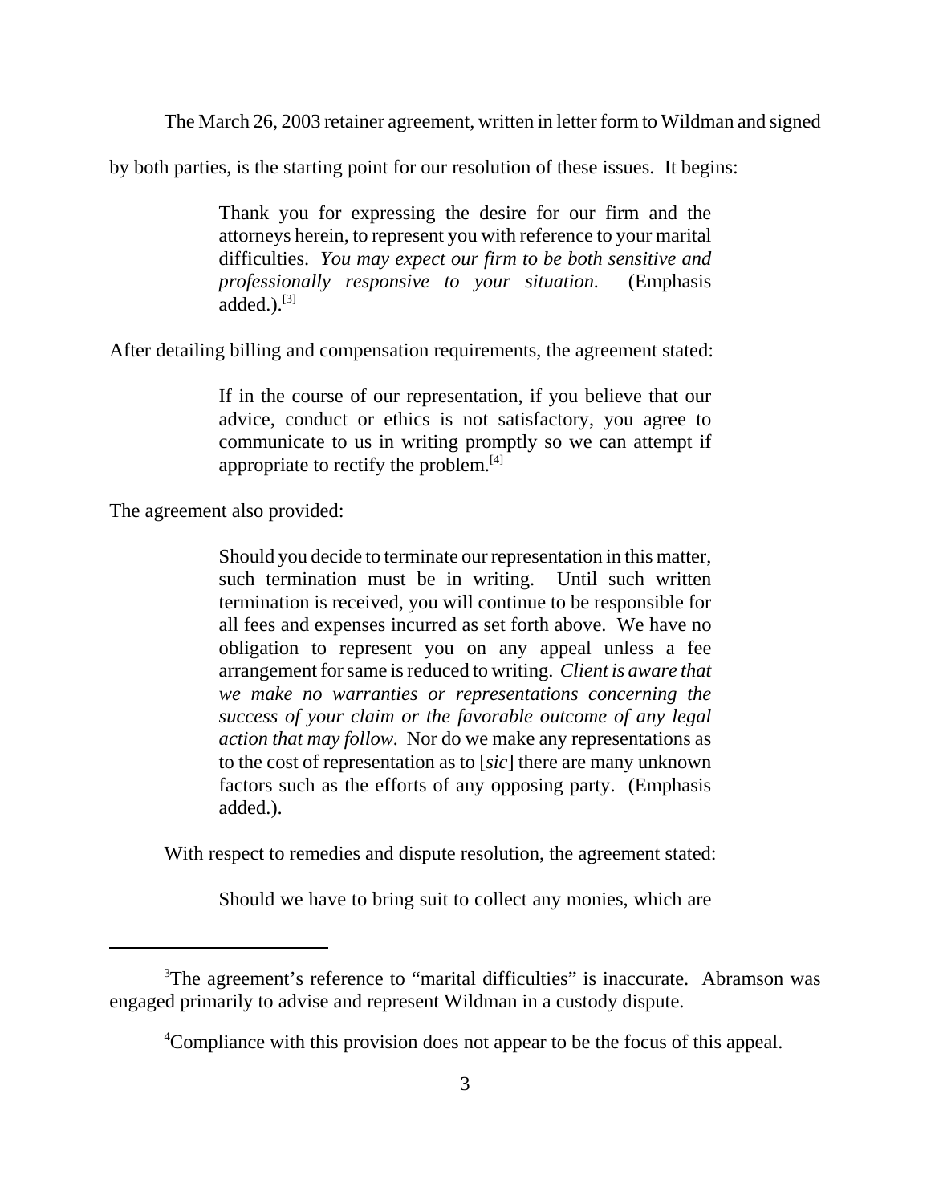The March 26, 2003 retainer agreement, written in letter form to Wildman and signed by both parties, is the starting point for our resolution of these issues. It begins:

> Thank you for expressing the desire for our firm and the attorneys herein, to represent you with reference to your marital difficulties. *You may expect our firm to be both sensitive and professionally responsive to your situation.* (Emphasis added.).[3]

After detailing billing and compensation requirements, the agreement stated:

> If in the course of our representation, if you believe that our advice, conduct or ethics is not satisfactory, you agree to communicate to us in writing promptly so we can attempt if appropriate to rectify the problem.[4]

The agreement also provided:

> Should you decide to terminate our representation in this matter, such termination must be in writing. Until such written termination is received, you will continue to be responsible for all fees and expenses incurred as set forth above. We have no obligation to represent you on any appeal unless a fee arrangement for same is reduced to writing. *Client is aware that we make no warranties or representations concerning the success of your claim or the favorable outcome of any legal action that may follow.* Nor do we make any representations as to the cost of representation as to [*sic*] there are many unknown factors such as the efforts of any opposing party. (Emphasis added.).

With respect to remedies and dispute resolution, the agreement stated:

> Should we have to bring suit to collect any monies, which are

---

[3] The agreement's reference to "marital difficulties" is inaccurate. Abramson was engaged primarily to advise and represent Wildman in a custody dispute.

[4] Compliance with this provision does not appear to be the focus of this appeal.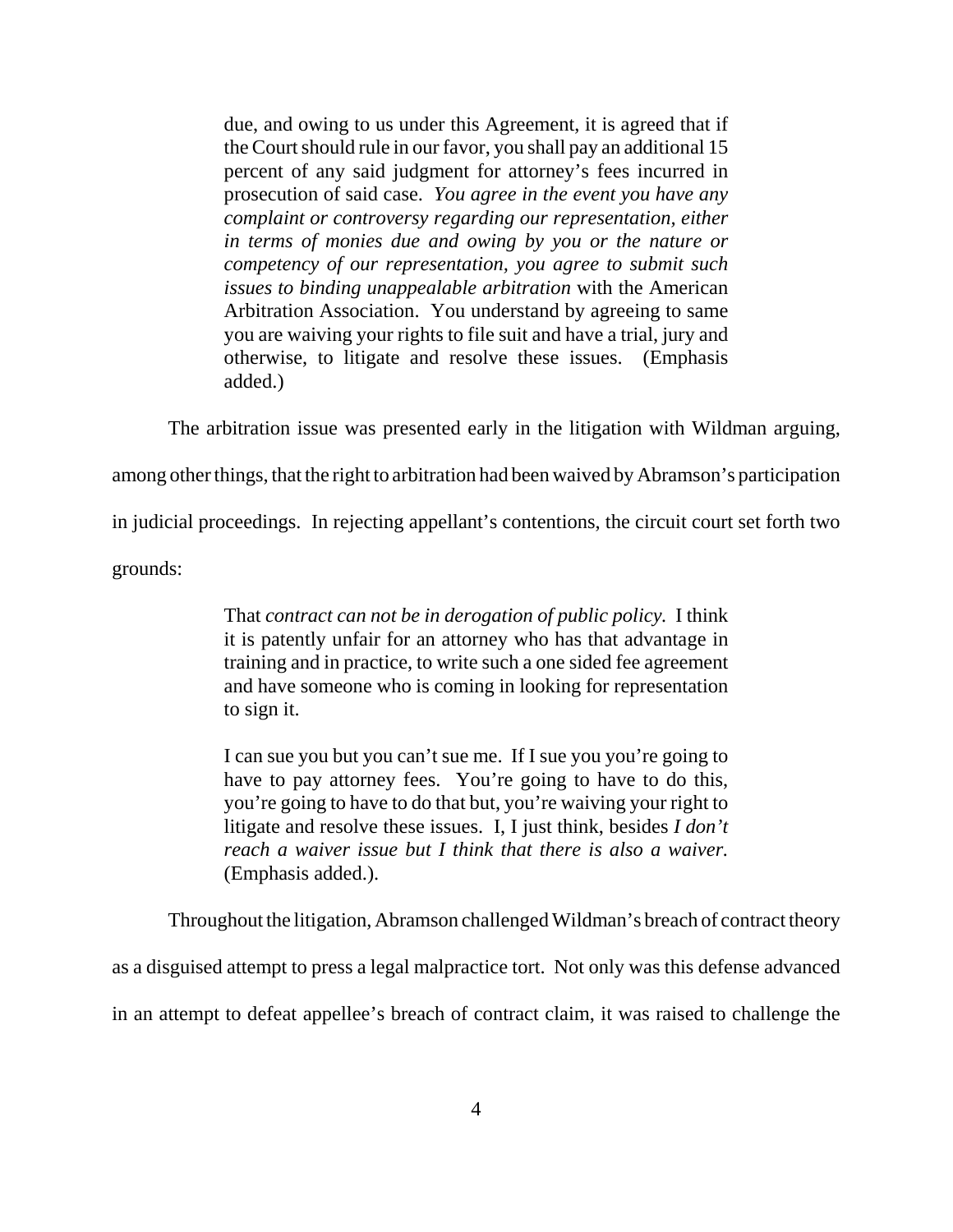> due, and owing to us under this Agreement, it is agreed that if the Court should rule in our favor, you shall pay an additional 15 percent of any said judgment for attorney's fees incurred in prosecution of said case. *You agree in the event you have any complaint or controversy regarding our representation, either in terms of monies due and owing by you or the nature or competency of our representation, you agree to submit such issues to binding unappealable arbitration* with the American Arbitration Association. You understand by agreeing to same you are waiving your rights to file suit and have a trial, jury and otherwise, to litigate and resolve these issues. (Emphasis added.)

The arbitration issue was presented early in the litigation with Wildman arguing, among other things, that the right to arbitration had been waived by Abramson's participation in judicial proceedings. In rejecting appellant's contentions, the circuit court set forth two grounds:

> That *contract can not be in derogation of public policy.* I think it is patently unfair for an attorney who has that advantage in training and in practice, to write such a one sided fee agreement and have someone who is coming in looking for representation to sign it.
>
> I can sue you but you can't sue me. If I sue you you're going to have to pay attorney fees. You're going to have to do this, you're going to have to do that but, you're waiving your right to litigate and resolve these issues. I, I just think, besides *I don't reach a waiver issue but I think that there is also a waiver.* (Emphasis added.).

Throughout the litigation, Abramson challenged Wildman's breach of contract theory as a disguised attempt to press a legal malpractice tort. Not only was this defense advanced in an attempt to defeat appellee's breach of contract claim, it was raised to challenge the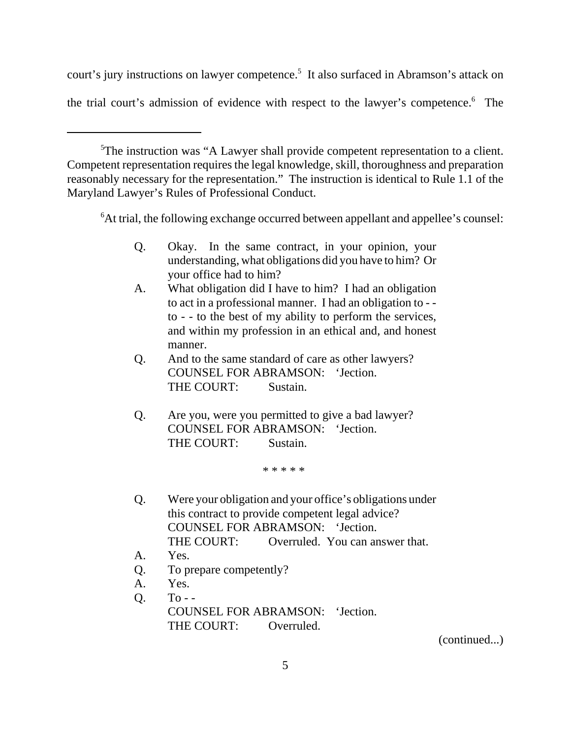court's jury instructions on lawyer competence.[5] It also surfaced in Abramson's attack on the trial court's admission of evidence with respect to the lawyer's competence.[6] The

---

[5]The instruction was "A Lawyer shall provide competent representation to a client. Competent representation requires the legal knowledge, skill, thoroughness and preparation reasonably necessary for the representation." The instruction is identical to Rule 1.1 of the Maryland Lawyer's Rules of Professional Conduct.

[6]At trial, the following exchange occurred between appellant and appellee's counsel:

> Q. Okay. In the same contract, in your opinion, your understanding, what obligations did you have to him? Or your office had to him?
>
> A. What obligation did I have to him? I had an obligation to act in a professional manner. I had an obligation to - - to - - to the best of my ability to perform the services, and within my profession in an ethical and, and honest manner.
>
> Q. And to the same standard of care as other lawyers?
> COUNSEL FOR ABRAMSON: 'Jection.
> THE COURT: Sustain.
>
> Q. Are you, were you permitted to give a bad lawyer?
> COUNSEL FOR ABRAMSON: 'Jection.
> THE COURT: Sustain.
>
> \* \* \* \* \*
>
> Q. Were your obligation and your office's obligations under this contract to provide competent legal advice?
> COUNSEL FOR ABRAMSON: 'Jection.
> THE COURT: Overruled. You can answer that.
>
> A. Yes.
>
> Q. To prepare competently?
>
> A. Yes.
>
> Q. To - -
> COUNSEL FOR ABRAMSON: 'Jection.
> THE COURT: Overruled.

(continued...)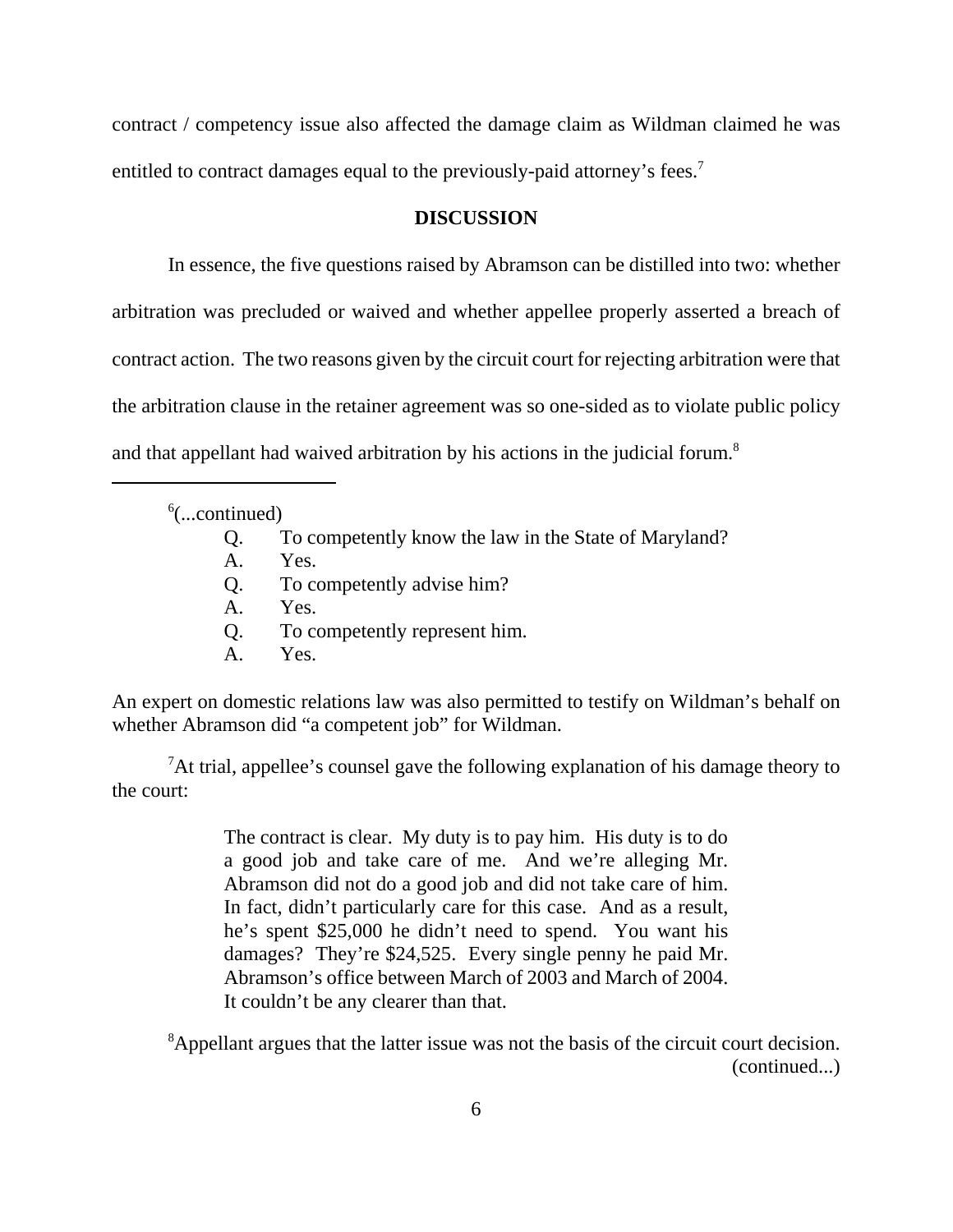contract / competency issue also affected the damage claim as Wildman claimed he was entitled to contract damages equal to the previously-paid attorney's fees.[7]

**DISCUSSION**

In essence, the five questions raised by Abramson can be distilled into two: whether arbitration was precluded or waived and whether appellee properly asserted a breach of contract action. The two reasons given by the circuit court for rejecting arbitration were that the arbitration clause in the retainer agreement was so one-sided as to violate public policy and that appellant had waived arbitration by his actions in the judicial forum.[8]

---

[6](...continued)

> Q. To competently know the law in the State of Maryland?
> A. Yes.
> Q. To competently advise him?
> A. Yes.
> Q. To competently represent him.
> A. Yes.

An expert on domestic relations law was also permitted to testify on Wildman's behalf on whether Abramson did "a competent job" for Wildman.

[7]At trial, appellee's counsel gave the following explanation of his damage theory to the court:

> The contract is clear. My duty is to pay him. His duty is to do a good job and take care of me. And we're alleging Mr. Abramson did not do a good job and did not take care of him. In fact, didn't particularly care for this case. And as a result, he's spent $25,000 he didn't need to spend. You want his damages? They're $24,525. Every single penny he paid Mr. Abramson's office between March of 2003 and March of 2004. It couldn't be any clearer than that.

[8]Appellant argues that the latter issue was not the basis of the circuit court decision. (continued...)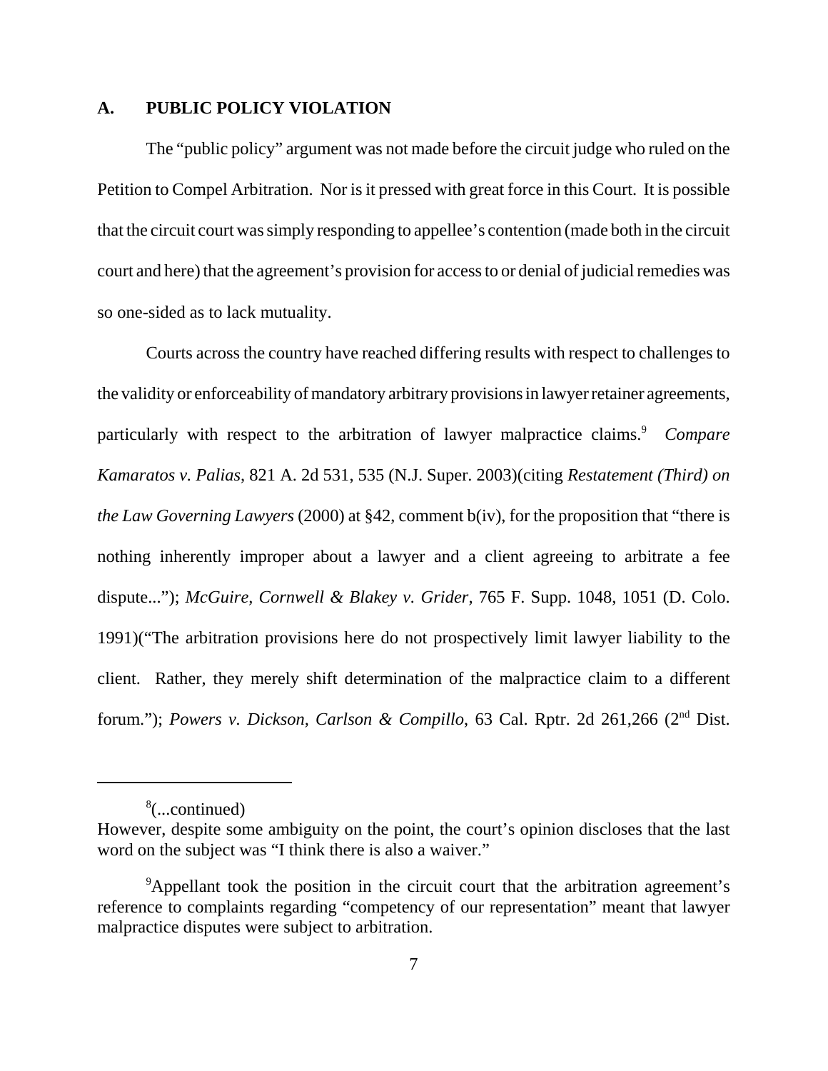## A. PUBLIC POLICY VIOLATION

The "public policy" argument was not made before the circuit judge who ruled on the Petition to Compel Arbitration. Nor is it pressed with great force in this Court. It is possible that the circuit court was simply responding to appellee's contention (made both in the circuit court and here) that the agreement's provision for access to or denial of judicial remedies was so one-sided as to lack mutuality.

Courts across the country have reached differing results with respect to challenges to the validity or enforceability of mandatory arbitrary provisions in lawyer retainer agreements, particularly with respect to the arbitration of lawyer malpractice claims.[9] *Compare Kamaratos v. Palias*, 821 A. 2d 531, 535 (N.J. Super. 2003)(citing *Restatement (Third) on the Law Governing Lawyers* (2000) at §42, comment b(iv), for the proposition that "there is nothing inherently improper about a lawyer and a client agreeing to arbitrate a fee dispute..."); *McGuire, Cornwell & Blakey v. Grider*, 765 F. Supp. 1048, 1051 (D. Colo. 1991)("The arbitration provisions here do not prospectively limit lawyer liability to the client. Rather, they merely shift determination of the malpractice claim to a different forum."); *Powers v. Dickson, Carlson & Compillo*, 63 Cal. Rptr. 2d 261,266 (2nd Dist.

---

[8](...continued)
However, despite some ambiguity on the point, the court's opinion discloses that the last word on the subject was "I think there is also a waiver."

[9]Appellant took the position in the circuit court that the arbitration agreement's reference to complaints regarding "competency of our representation" meant that lawyer malpractice disputes were subject to arbitration.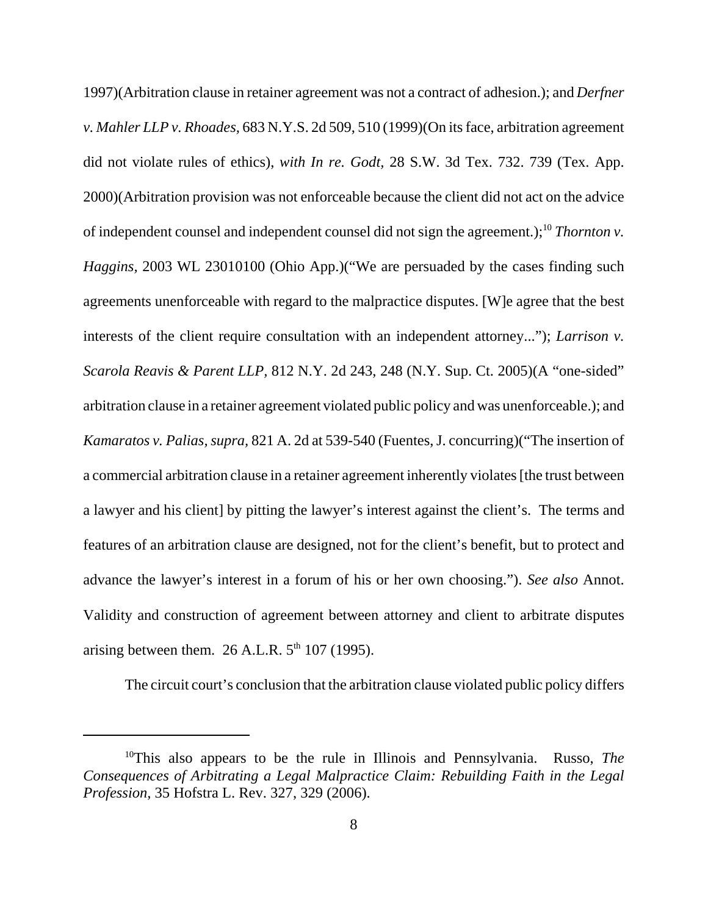1997)(Arbitration clause in retainer agreement was not a contract of adhesion.); and *Derfner v. Mahler LLP v. Rhoades*, 683 N.Y.S. 2d 509, 510 (1999)(On its face, arbitration agreement did not violate rules of ethics), *with In re. Godt*, 28 S.W. 3d Tex. 732. 739 (Tex. App. 2000)(Arbitration provision was not enforceable because the client did not act on the advice of independent counsel and independent counsel did not sign the agreement.);[10] *Thornton v. Haggins*, 2003 WL 23010100 (Ohio App.)("We are persuaded by the cases finding such agreements unenforceable with regard to the malpractice disputes. [W]e agree that the best interests of the client require consultation with an independent attorney..."); *Larrison v. Scarola Reavis & Parent LLP*, 812 N.Y. 2d 243, 248 (N.Y. Sup. Ct. 2005)(A "one-sided" arbitration clause in a retainer agreement violated public policy and was unenforceable.); and *Kamaratos v. Palias, supra*, 821 A. 2d at 539-540 (Fuentes, J. concurring)("The insertion of a commercial arbitration clause in a retainer agreement inherently violates [the trust between a lawyer and his client] by pitting the lawyer's interest against the client's. The terms and features of an arbitration clause are designed, not for the client's benefit, but to protect and advance the lawyer's interest in a forum of his or her own choosing."). *See also* Annot. Validity and construction of agreement between attorney and client to arbitrate disputes arising between them. 26 A.L.R. 5th 107 (1995).

The circuit court's conclusion that the arbitration clause violated public policy differs

---

[10] This also appears to be the rule in Illinois and Pennsylvania. Russo, *The Consequences of Arbitrating a Legal Malpractice Claim: Rebuilding Faith in the Legal Profession*, 35 Hofstra L. Rev. 327, 329 (2006).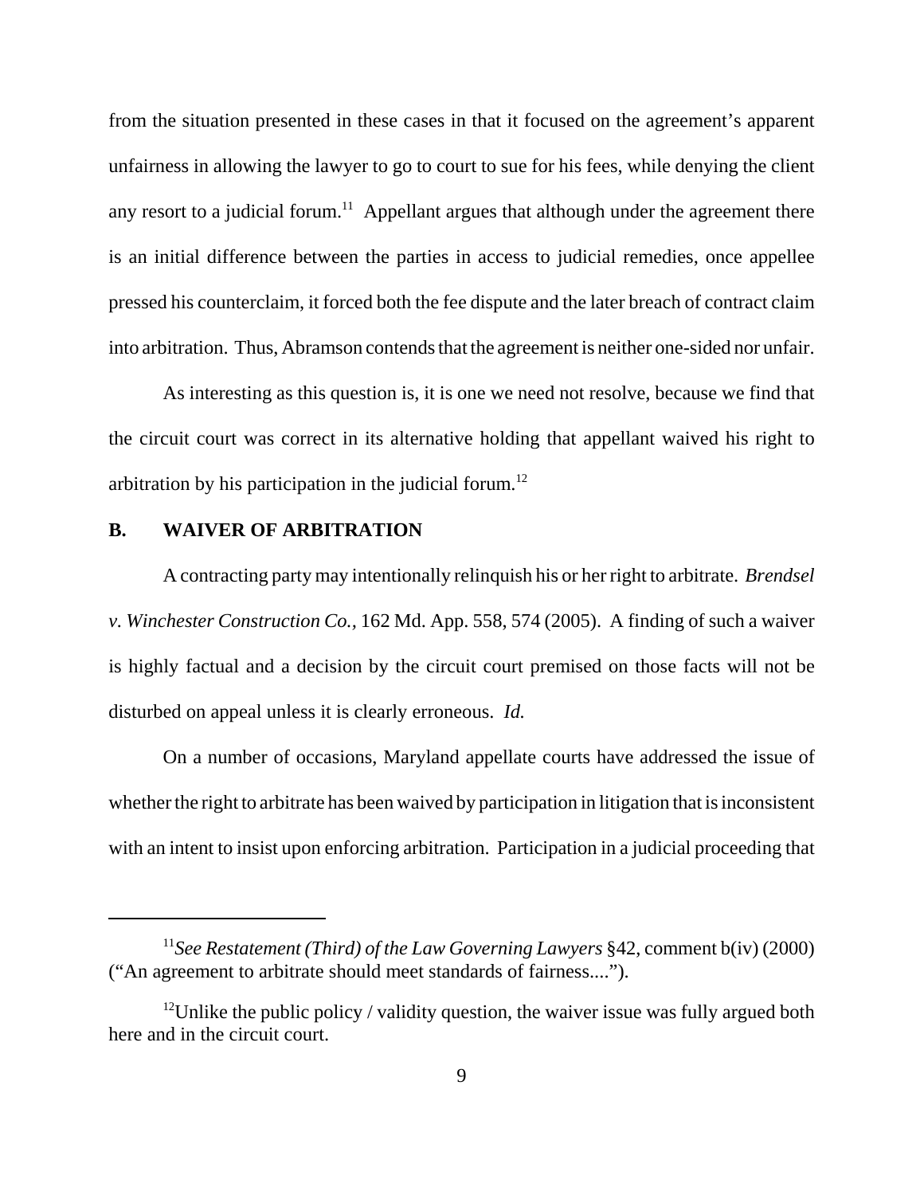from the situation presented in these cases in that it focused on the agreement's apparent unfairness in allowing the lawyer to go to court to sue for his fees, while denying the client any resort to a judicial forum.[11] Appellant argues that although under the agreement there is an initial difference between the parties in access to judicial remedies, once appellee pressed his counterclaim, it forced both the fee dispute and the later breach of contract claim into arbitration. Thus, Abramson contends that the agreement is neither one-sided nor unfair.

As interesting as this question is, it is one we need not resolve, because we find that the circuit court was correct in its alternative holding that appellant waived his right to arbitration by his participation in the judicial forum.[12]

## B. WAIVER OF ARBITRATION

A contracting party may intentionally relinquish his or her right to arbitrate. *Brendsel v. Winchester Construction Co.*, 162 Md. App. 558, 574 (2005). A finding of such a waiver is highly factual and a decision by the circuit court premised on those facts will not be disturbed on appeal unless it is clearly erroneous. *Id.*

On a number of occasions, Maryland appellate courts have addressed the issue of whether the right to arbitrate has been waived by participation in litigation that is inconsistent with an intent to insist upon enforcing arbitration. Participation in a judicial proceeding that

---

[11] *See Restatement (Third) of the Law Governing Lawyers* §42, comment b(iv) (2000) ("An agreement to arbitrate should meet standards of fairness....").

[12] Unlike the public policy / validity question, the waiver issue was fully argued both here and in the circuit court.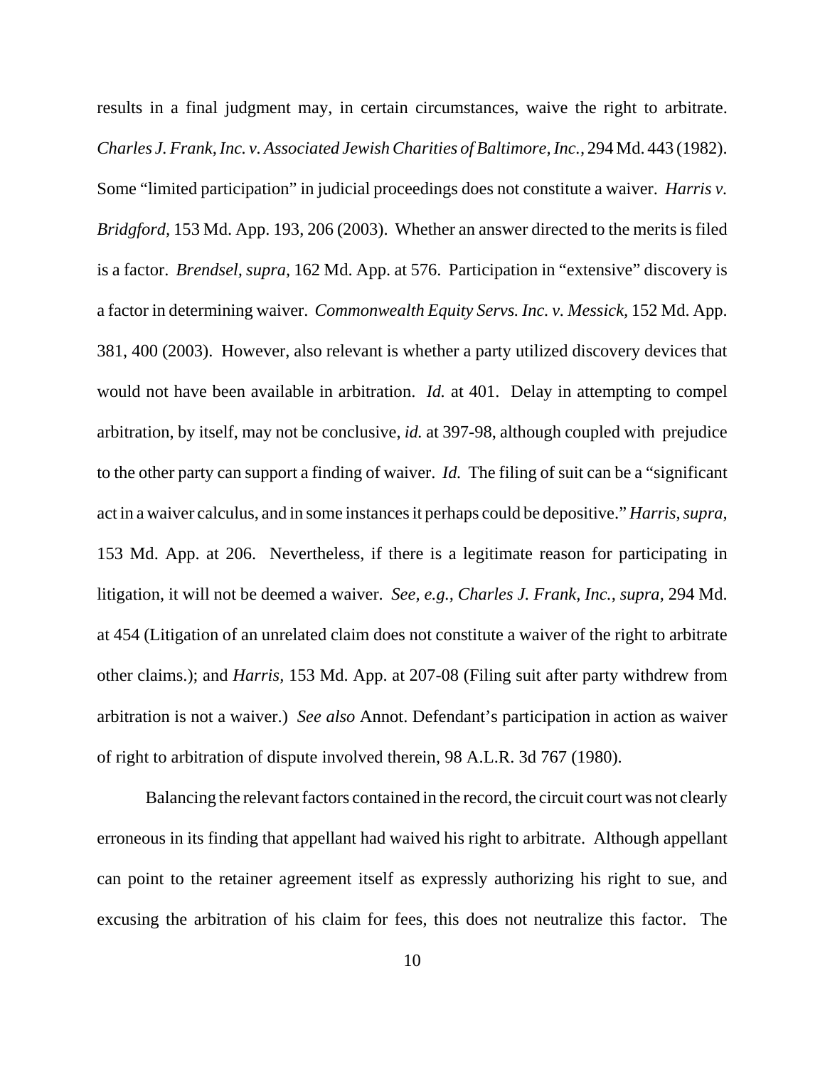results in a final judgment may, in certain circumstances, waive the right to arbitrate. *Charles J. Frank, Inc. v. Associated Jewish Charities of Baltimore, Inc.,* 294 Md. 443 (1982). Some "limited participation" in judicial proceedings does not constitute a waiver. *Harris v. Bridgford,* 153 Md. App. 193, 206 (2003). Whether an answer directed to the merits is filed is a factor. *Brendsel, supra,* 162 Md. App. at 576. Participation in "extensive" discovery is a factor in determining waiver. *Commonwealth Equity Servs. Inc. v. Messick,* 152 Md. App. 381, 400 (2003). However, also relevant is whether a party utilized discovery devices that would not have been available in arbitration. *Id.* at 401. Delay in attempting to compel arbitration, by itself, may not be conclusive, *id.* at 397-98, although coupled with prejudice to the other party can support a finding of waiver. *Id.* The filing of suit can be a "significant act in a waiver calculus, and in some instances it perhaps could be depositive." *Harris, supra,* 153 Md. App. at 206. Nevertheless, if there is a legitimate reason for participating in litigation, it will not be deemed a waiver. *See, e.g., Charles J. Frank, Inc., supra,* 294 Md. at 454 (Litigation of an unrelated claim does not constitute a waiver of the right to arbitrate other claims.); and *Harris,* 153 Md. App. at 207-08 (Filing suit after party withdrew from arbitration is not a waiver.) *See also* Annot. Defendant's participation in action as waiver of right to arbitration of dispute involved therein, 98 A.L.R. 3d 767 (1980).

Balancing the relevant factors contained in the record, the circuit court was not clearly erroneous in its finding that appellant had waived his right to arbitrate. Although appellant can point to the retainer agreement itself as expressly authorizing his right to sue, and excusing the arbitration of his claim for fees, this does not neutralize this factor. The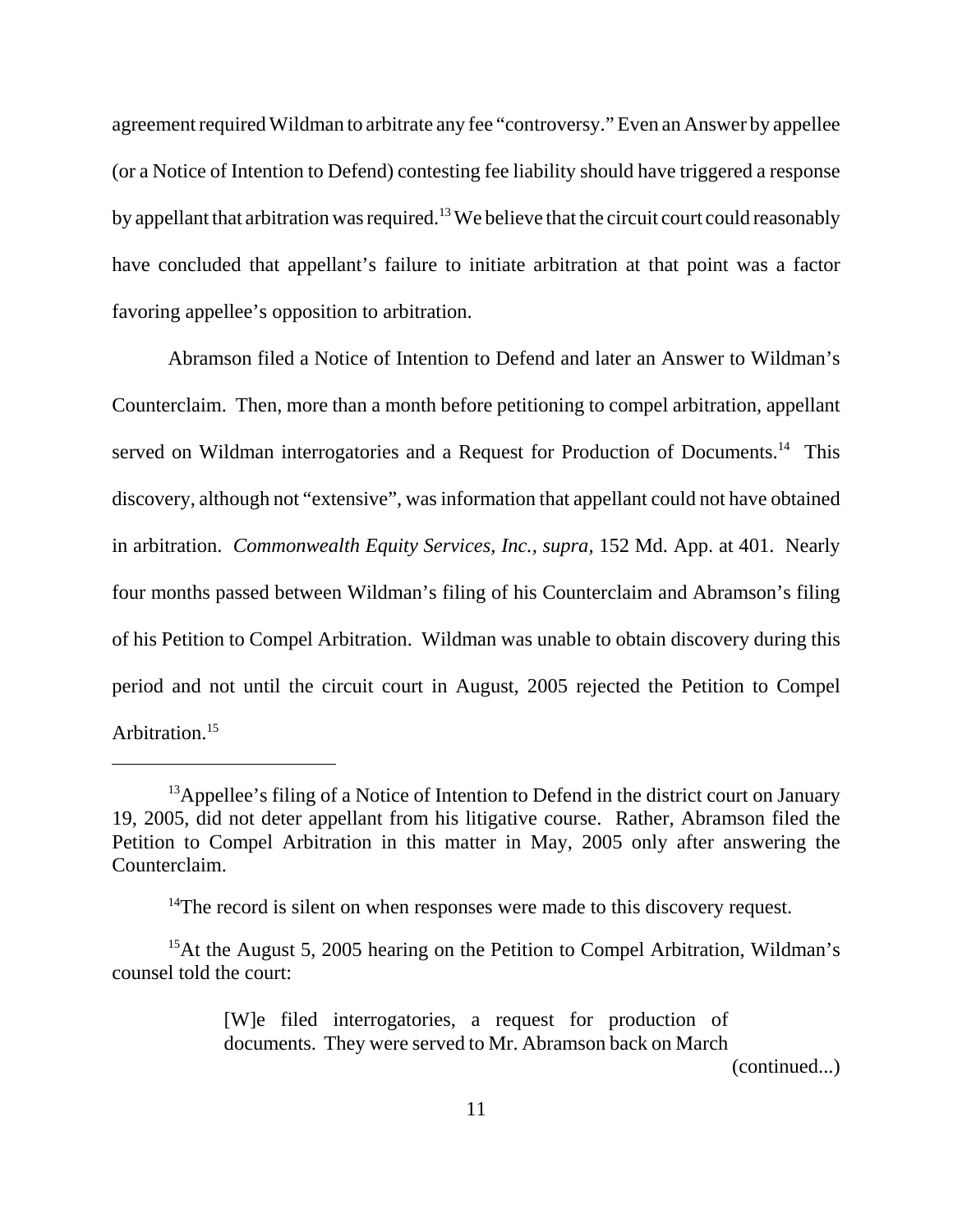agreement required Wildman to arbitrate any fee "controversy." Even an Answer by appellee (or a Notice of Intention to Defend) contesting fee liability should have triggered a response by appellant that arbitration was required.[13] We believe that the circuit court could reasonably have concluded that appellant's failure to initiate arbitration at that point was a factor favoring appellee's opposition to arbitration.

Abramson filed a Notice of Intention to Defend and later an Answer to Wildman's Counterclaim. Then, more than a month before petitioning to compel arbitration, appellant served on Wildman interrogatories and a Request for Production of Documents.[14] This discovery, although not "extensive", was information that appellant could not have obtained in arbitration. *Commonwealth Equity Services, Inc., supra,* 152 Md. App. at 401. Nearly four months passed between Wildman's filing of his Counterclaim and Abramson's filing of his Petition to Compel Arbitration. Wildman was unable to obtain discovery during this period and not until the circuit court in August, 2005 rejected the Petition to Compel Arbitration.[15]

---

[13] Appellee's filing of a Notice of Intention to Defend in the district court on January 19, 2005, did not deter appellant from his litigative course. Rather, Abramson filed the Petition to Compel Arbitration in this matter in May, 2005 only after answering the Counterclaim.

[14] The record is silent on when responses were made to this discovery request.

[15] At the August 5, 2005 hearing on the Petition to Compel Arbitration, Wildman's counsel told the court:

> [W]e filed interrogatories, a request for production of documents. They were served to Mr. Abramson back on March

(continued...)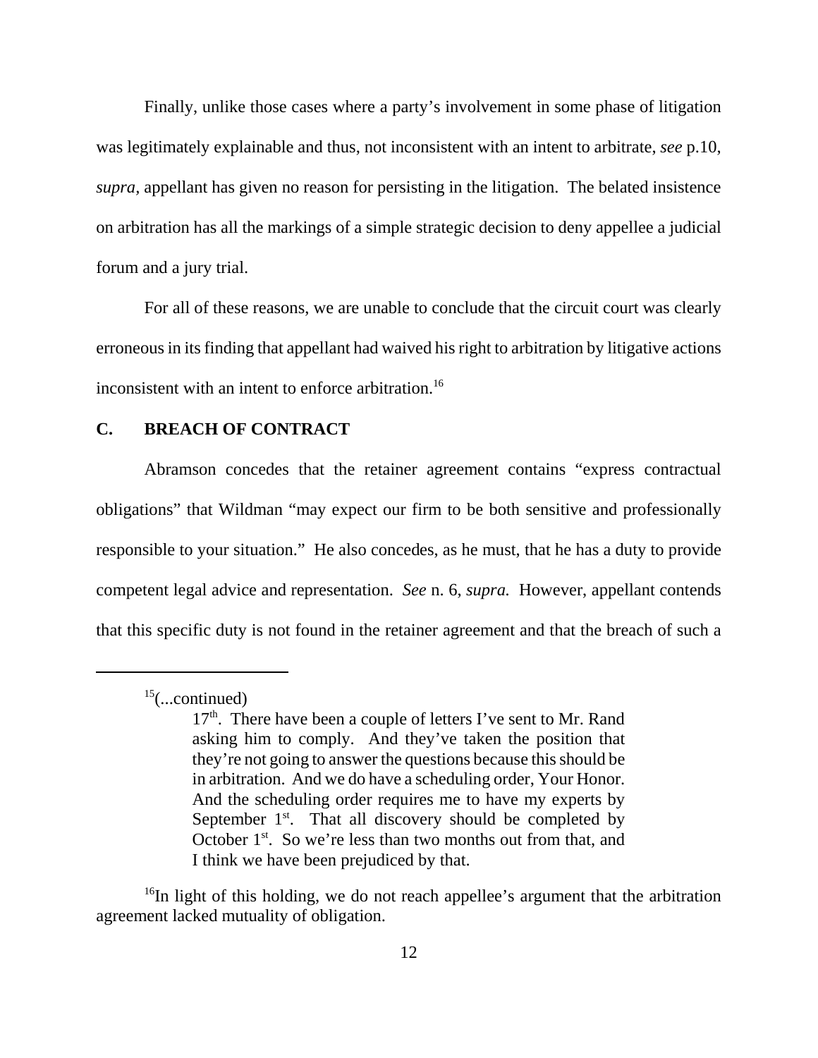Finally, unlike those cases where a party's involvement in some phase of litigation was legitimately explainable and thus, not inconsistent with an intent to arbitrate, *see* p.10, *supra*, appellant has given no reason for persisting in the litigation. The belated insistence on arbitration has all the markings of a simple strategic decision to deny appellee a judicial forum and a jury trial.

For all of these reasons, we are unable to conclude that the circuit court was clearly erroneous in its finding that appellant had waived his right to arbitration by litigative actions inconsistent with an intent to enforce arbitration.[16]

## C. BREACH OF CONTRACT

Abramson concedes that the retainer agreement contains "express contractual obligations" that Wildman "may expect our firm to be both sensitive and professionally responsible to your situation." He also concedes, as he must, that he has a duty to provide competent legal advice and representation. *See* n. 6, *supra.* However, appellant contends that this specific duty is not found in the retainer agreement and that the breach of such a

---

[15](...continued)

> 17th. There have been a couple of letters I've sent to Mr. Rand asking him to comply. And they've taken the position that they're not going to answer the questions because this should be in arbitration. And we do have a scheduling order, Your Honor. And the scheduling order requires me to have my experts by September 1st. That all discovery should be completed by October 1st. So we're less than two months out from that, and I think we have been prejudiced by that.

[16]In light of this holding, we do not reach appellee's argument that the arbitration agreement lacked mutuality of obligation.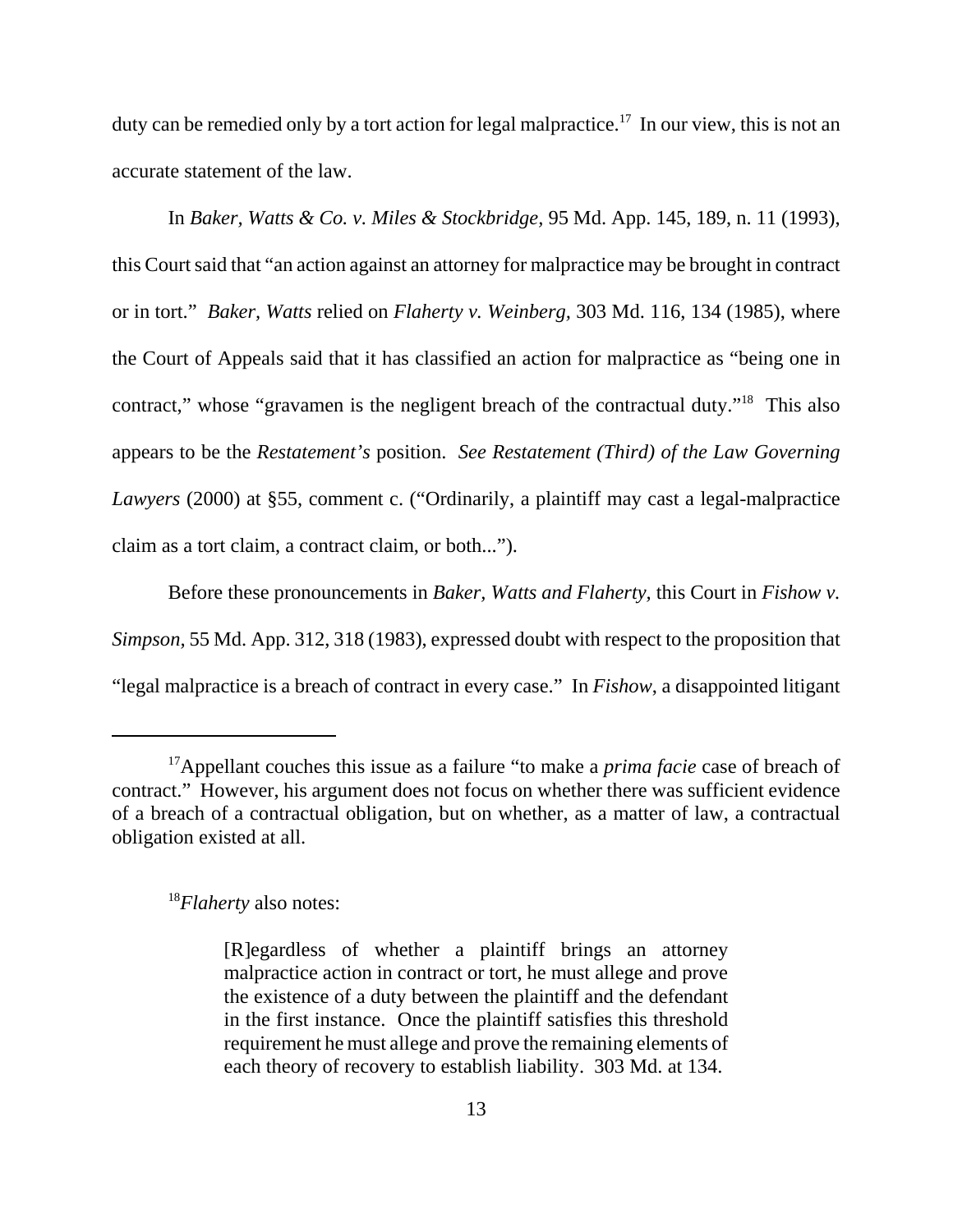duty can be remedied only by a tort action for legal malpractice.[17] In our view, this is not an accurate statement of the law.

In *Baker, Watts & Co. v. Miles & Stockbridge*, 95 Md. App. 145, 189, n. 11 (1993), this Court said that "an action against an attorney for malpractice may be brought in contract or in tort." *Baker, Watts* relied on *Flaherty v. Weinberg*, 303 Md. 116, 134 (1985), where the Court of Appeals said that it has classified an action for malpractice as "being one in contract," whose "gravamen is the negligent breach of the contractual duty."[18] This also appears to be the *Restatement's* position. *See Restatement (Third) of the Law Governing Lawyers* (2000) at §55, comment c. ("Ordinarily, a plaintiff may cast a legal-malpractice claim as a tort claim, a contract claim, or both...").

Before these pronouncements in *Baker, Watts and Flaherty*, this Court in *Fishow v. Simpson*, 55 Md. App. 312, 318 (1983), expressed doubt with respect to the proposition that "legal malpractice is a breach of contract in every case." In *Fishow*, a disappointed litigant

---

[17] Appellant couches this issue as a failure "to make a *prima facie* case of breach of contract." However, his argument does not focus on whether there was sufficient evidence of a breach of a contractual obligation, but on whether, as a matter of law, a contractual obligation existed at all.

[18] *Flaherty* also notes:

> [R]egardless of whether a plaintiff brings an attorney malpractice action in contract or tort, he must allege and prove the existence of a duty between the plaintiff and the defendant in the first instance. Once the plaintiff satisfies this threshold requirement he must allege and prove the remaining elements of each theory of recovery to establish liability. 303 Md. at 134.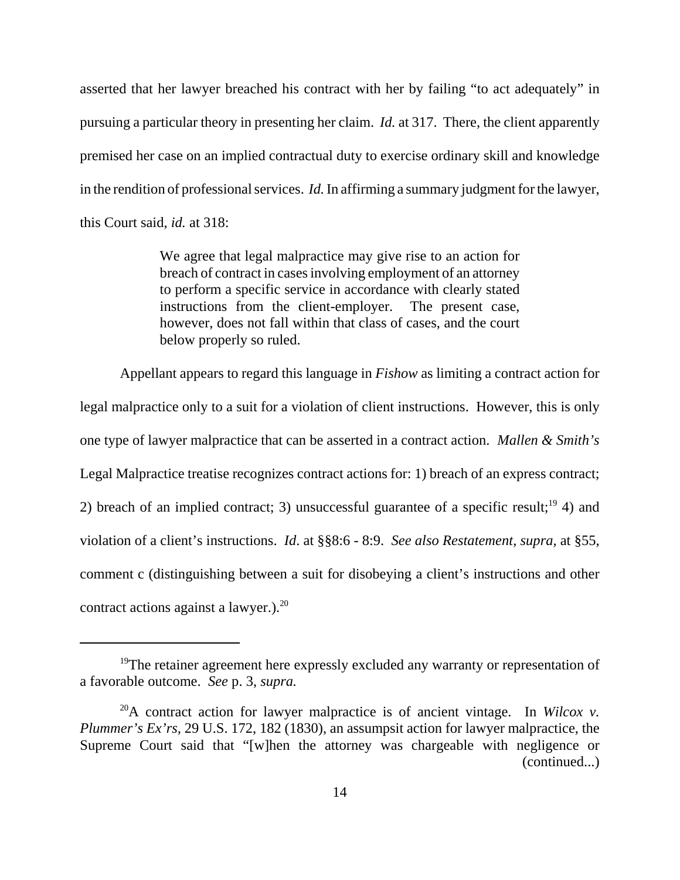asserted that her lawyer breached his contract with her by failing "to act adequately" in pursuing a particular theory in presenting her claim. *Id.* at 317. There, the client apparently premised her case on an implied contractual duty to exercise ordinary skill and knowledge in the rendition of professional services. *Id.* In affirming a summary judgment for the lawyer, this Court said, *id.* at 318:

> We agree that legal malpractice may give rise to an action for breach of contract in cases involving employment of an attorney to perform a specific service in accordance with clearly stated instructions from the client-employer. The present case, however, does not fall within that class of cases, and the court below properly so ruled.

Appellant appears to regard this language in *Fishow* as limiting a contract action for legal malpractice only to a suit for a violation of client instructions. However, this is only one type of lawyer malpractice that can be asserted in a contract action. *Mallen & Smith's* Legal Malpractice treatise recognizes contract actions for: 1) breach of an express contract; 2) breach of an implied contract; 3) unsuccessful guarantee of a specific result;[19] 4) and violation of a client's instructions. *Id*. at §§8:6 - 8:9. *See also Restatement, supra,* at §55, comment c (distinguishing between a suit for disobeying a client's instructions and other contract actions against a lawyer.).[20]

---

[19]The retainer agreement here expressly excluded any warranty or representation of a favorable outcome. *See* p. 3, *supra.*

[20]A contract action for lawyer malpractice is of ancient vintage. In *Wilcox v. Plummer's Ex'rs,* 29 U.S. 172, 182 (1830), an assumpsit action for lawyer malpractice, the Supreme Court said that "[w]hen the attorney was chargeable with negligence or (continued...)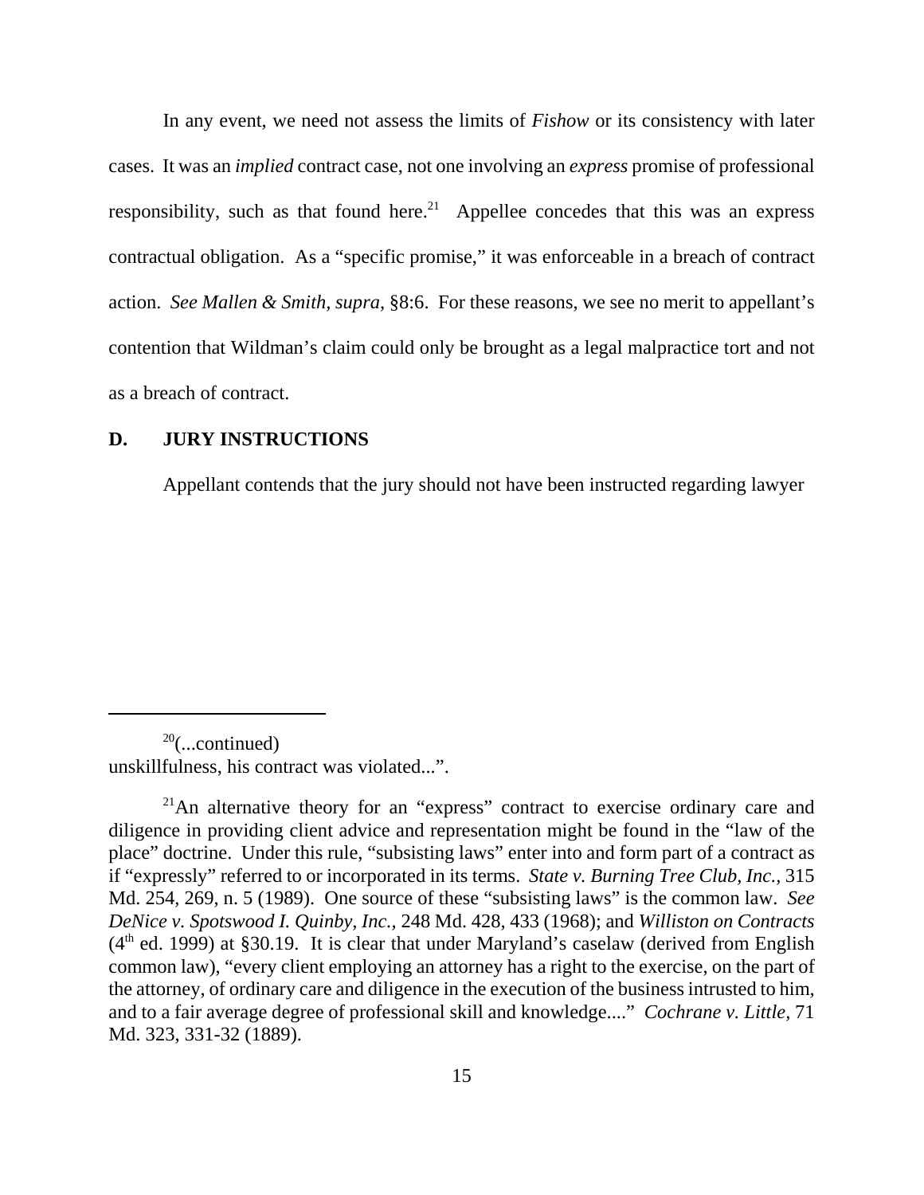In any event, we need not assess the limits of *Fishow* or its consistency with later cases. It was an *implied* contract case, not one involving an *express* promise of professional responsibility, such as that found here.[21] Appellee concedes that this was an express contractual obligation. As a "specific promise," it was enforceable in a breach of contract action. *See Mallen & Smith, supra,* §8:6. For these reasons, we see no merit to appellant's contention that Wildman's claim could only be brought as a legal malpractice tort and not as a breach of contract.

## D. JURY INSTRUCTIONS

Appellant contends that the jury should not have been instructed regarding lawyer

---

[20](...continued)
unskillfulness, his contract was violated...".

[21]An alternative theory for an "express" contract to exercise ordinary care and diligence in providing client advice and representation might be found in the "law of the place" doctrine. Under this rule, "subsisting laws" enter into and form part of a contract as if "expressly" referred to or incorporated in its terms. *State v. Burning Tree Club, Inc.,* 315 Md. 254, 269, n. 5 (1989). One source of these "subsisting laws" is the common law. *See DeNice v. Spotswood I. Quinby, Inc.,* 248 Md. 428, 433 (1968); and *Williston on Contracts* (4th ed. 1999) at §30.19. It is clear that under Maryland's caselaw (derived from English common law), "every client employing an attorney has a right to the exercise, on the part of the attorney, of ordinary care and diligence in the execution of the business intrusted to him, and to a fair average degree of professional skill and knowledge...." *Cochrane v. Little,* 71 Md. 323, 331-32 (1889).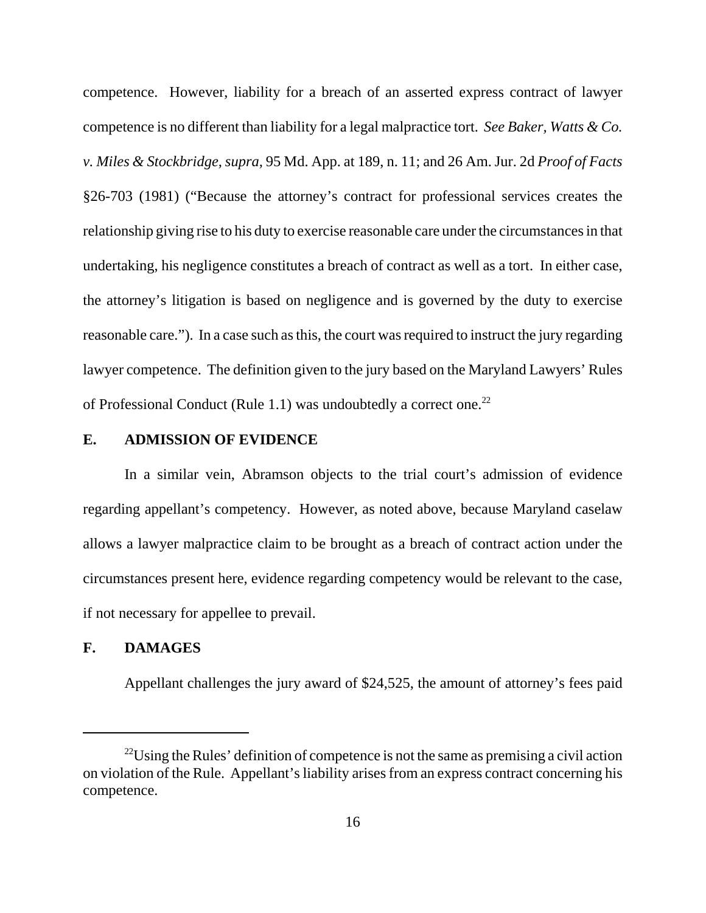competence. However, liability for a breach of an asserted express contract of lawyer competence is no different than liability for a legal malpractice tort. *See Baker, Watts & Co. v. Miles & Stockbridge, supra,* 95 Md. App. at 189, n. 11; and 26 Am. Jur. 2d *Proof of Facts* §26-703 (1981) ("Because the attorney's contract for professional services creates the relationship giving rise to his duty to exercise reasonable care under the circumstances in that undertaking, his negligence constitutes a breach of contract as well as a tort. In either case, the attorney's litigation is based on negligence and is governed by the duty to exercise reasonable care."). In a case such as this, the court was required to instruct the jury regarding lawyer competence. The definition given to the jury based on the Maryland Lawyers' Rules of Professional Conduct (Rule 1.1) was undoubtedly a correct one.[22]

## E. ADMISSION OF EVIDENCE

In a similar vein, Abramson objects to the trial court's admission of evidence regarding appellant's competency. However, as noted above, because Maryland caselaw allows a lawyer malpractice claim to be brought as a breach of contract action under the circumstances present here, evidence regarding competency would be relevant to the case, if not necessary for appellee to prevail.

## F. DAMAGES

Appellant challenges the jury award of $24,525, the amount of attorney's fees paid

---

[22] Using the Rules' definition of competence is not the same as premising a civil action on violation of the Rule. Appellant's liability arises from an express contract concerning his competence.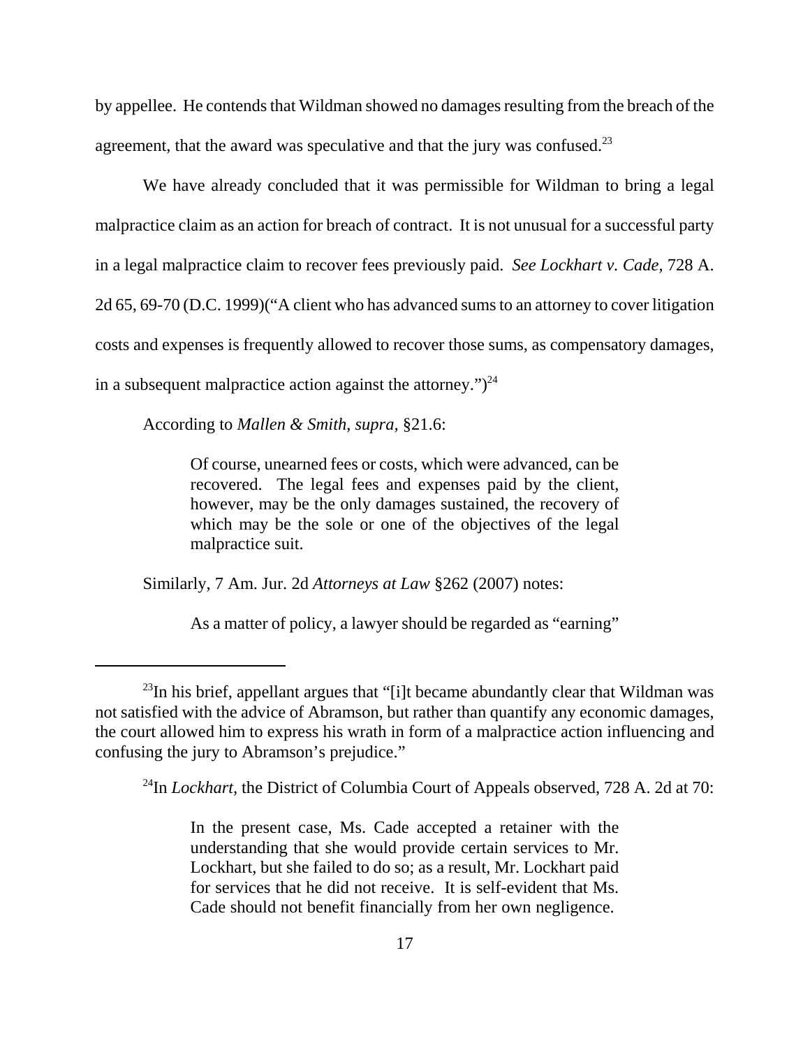by appellee. He contends that Wildman showed no damages resulting from the breach of the agreement, that the award was speculative and that the jury was confused.[23]

We have already concluded that it was permissible for Wildman to bring a legal malpractice claim as an action for breach of contract. It is not unusual for a successful party in a legal malpractice claim to recover fees previously paid. *See Lockhart v. Cade*, 728 A. 2d 65, 69-70 (D.C. 1999)("A client who has advanced sums to an attorney to cover litigation costs and expenses is frequently allowed to recover those sums, as compensatory damages, in a subsequent malpractice action against the attorney.")[24]

According to *Mallen & Smith*, *supra*, §21.6:

> Of course, unearned fees or costs, which were advanced, can be recovered. The legal fees and expenses paid by the client, however, may be the only damages sustained, the recovery of which may be the sole or one of the objectives of the legal malpractice suit.

Similarly, 7 Am. Jur. 2d *Attorneys at Law* §262 (2007) notes:

> As a matter of policy, a lawyer should be regarded as "earning"

---

[23]In his brief, appellant argues that "[i]t became abundantly clear that Wildman was not satisfied with the advice of Abramson, but rather than quantify any economic damages, the court allowed him to express his wrath in form of a malpractice action influencing and confusing the jury to Abramson's prejudice."

[24]In *Lockhart*, the District of Columbia Court of Appeals observed, 728 A. 2d at 70:

> In the present case, Ms. Cade accepted a retainer with the understanding that she would provide certain services to Mr. Lockhart, but she failed to do so; as a result, Mr. Lockhart paid for services that he did not receive. It is self-evident that Ms. Cade should not benefit financially from her own negligence.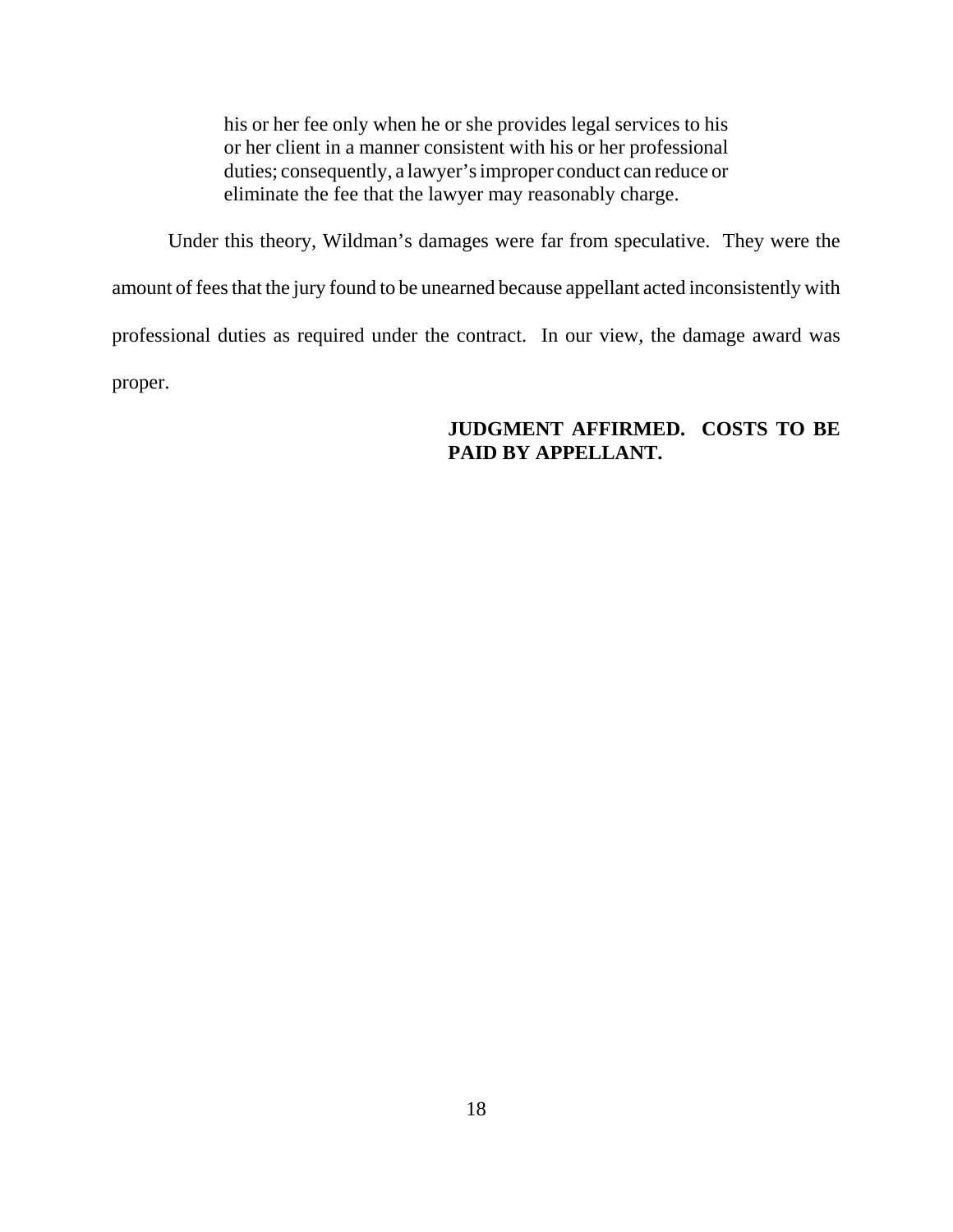> his or her fee only when he or she provides legal services to his or her client in a manner consistent with his or her professional duties; consequently, a lawyer's improper conduct can reduce or eliminate the fee that the lawyer may reasonably charge.

Under this theory, Wildman's damages were far from speculative. They were the amount of fees that the jury found to be unearned because appellant acted inconsistently with professional duties as required under the contract. In our view, the damage award was proper.

**JUDGMENT AFFIRMED. COSTS TO BE PAID BY APPELLANT.**